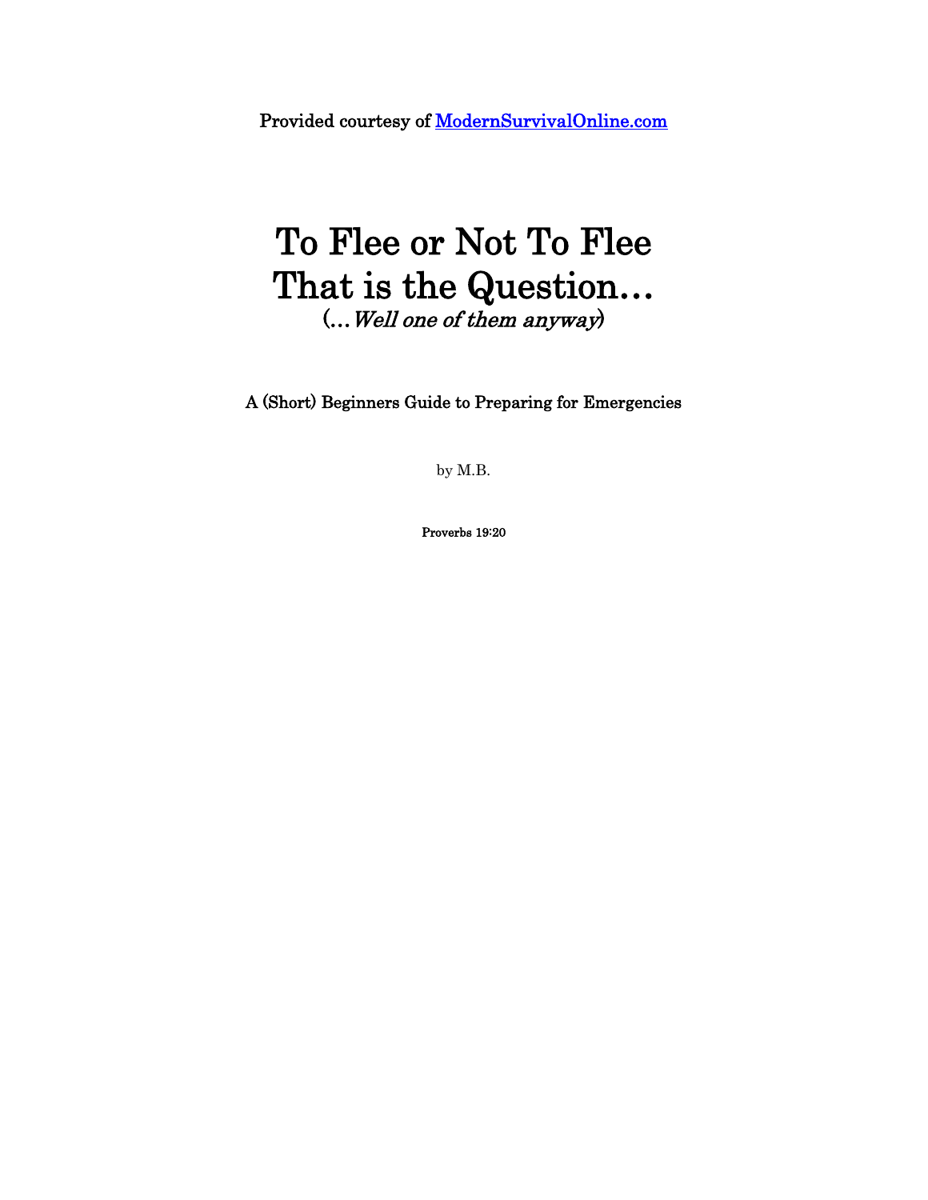**Provided courtesy of [ModernSurvivalOnline.com](ModernSurvivalOnline.com)**

# To Flee or Not To Flee That is the Question…

(…*Well one of them anyway*)

**A (Short) Beginners Guide to Preparing for Emergencies**

by M.B.

**Proverbs 19:20**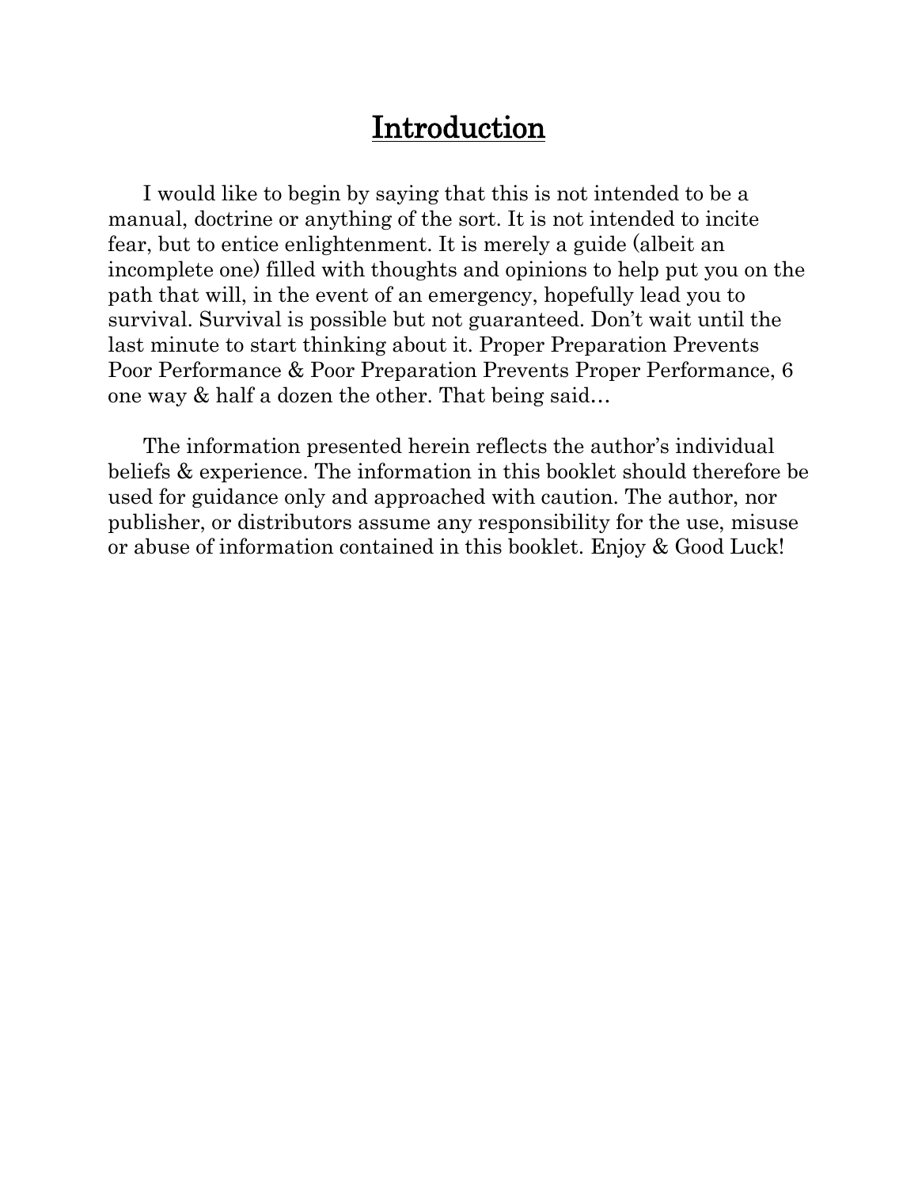# Introduction

I would like to begin by saying that this is not intended to be a manual, doctrine or anything of the sort. It is not intended to incite fear, but to entice enlightenment. It is merely a guide (albeit an incomplete one) filled with thoughts and opinions to help put you on the path that will, in the event of an emergency, hopefully lead you to survival. Survival is possible but not guaranteed. Don't wait until the last minute to start thinking about it. Proper Preparation Prevents Poor Performance & Poor Preparation Prevents Proper Performance, 6 one way & half a dozen the other. That being said…

The information presented herein reflects the author's individual beliefs & experience. The information in this booklet should therefore be used for guidance only and approached with caution. The author, nor publisher, or distributors assume any responsibility for the use, misuse or abuse of information contained in this booklet. Enjoy & Good Luck!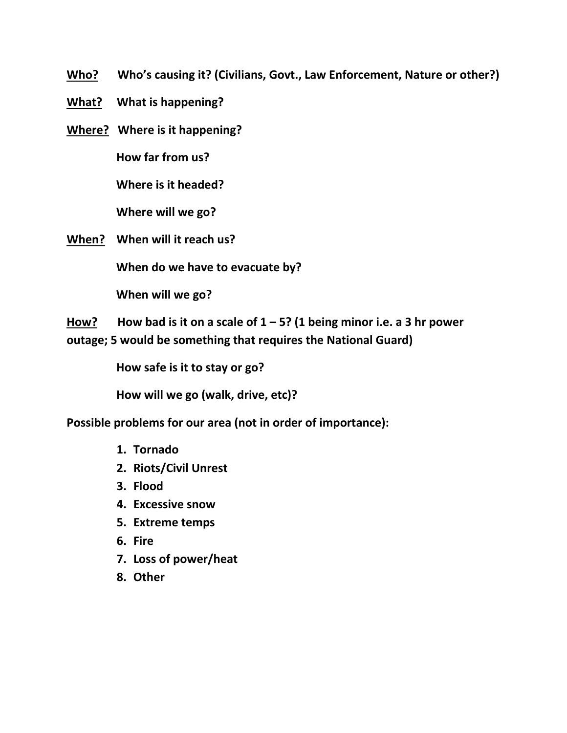**<u>Who?</u>** **Who's causing it? (Civilians, Govt., Law Enforcement, Nature or other?)**

**<u>What?</u>** **What is happening?**

**<u>Where?</u>** **Where is it happening?**

**How far from us?**

**Where is it headed?**

**Where will we go?**

**<u>When?</u>** **When will it reach us?**

**When do we have to evacuate by?**

**When will we go?**

**<u>How?</u>** **How bad is it on a scale of 1 – 5? (1 being minor i.e. a 3 hr power outage; 5 would be something that requires the National Guard)**

**How safe is it to stay or go?**

**How will we go (walk, drive, etc)?**

**Possible problems for our area (not in order of importance):**

1. **Tornado**
2. **Riots/Civil Unrest**
3. **Flood**
4. **Excessive snow**
5. **Extreme temps**
6. **Fire**
7. **Loss of power/heat**
8. **Other**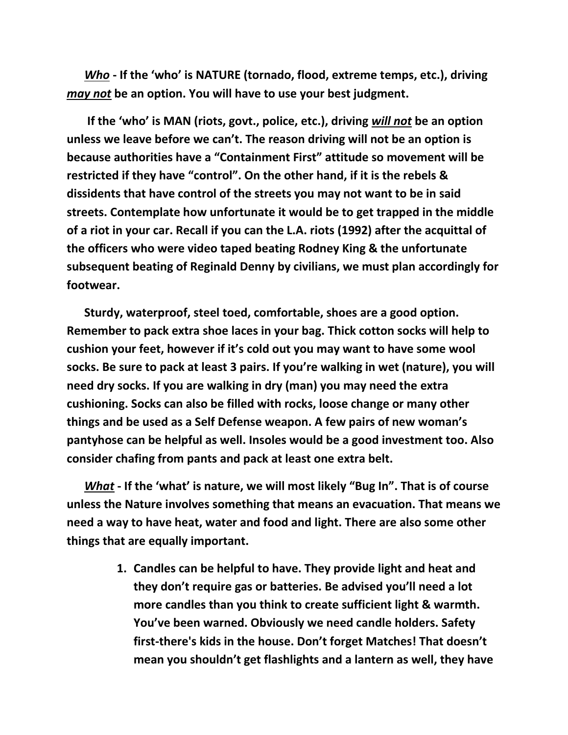***Who*** **- If the 'who' is NATURE (tornado, flood, extreme temps, etc.), driving *may not* be an option. You will have to use your best judgment.**

**If the 'who' is MAN (riots, govt., police, etc.), driving *will not* be an option unless we leave before we can't. The reason driving will not be an option is because authorities have a "Containment First" attitude so movement will be restricted if they have "control". On the other hand, if it is the rebels & dissidents that have control of the streets you may not want to be in said streets. Contemplate how unfortunate it would be to get trapped in the middle of a riot in your car. Recall if you can the L.A. riots (1992) after the acquittal of the officers who were video taped beating Rodney King & the unfortunate subsequent beating of Reginald Denny by civilians, we must plan accordingly for footwear.**

**Sturdy, waterproof, steel toed, comfortable, shoes are a good option. Remember to pack extra shoe laces in your bag. Thick cotton socks will help to cushion your feet, however if it's cold out you may want to have some wool socks. Be sure to pack at least 3 pairs. If you're walking in wet (nature), you will need dry socks. If you are walking in dry (man) you may need the extra cushioning. Socks can also be filled with rocks, loose change or many other things and be used as a Self Defense weapon. A few pairs of new woman's pantyhose can be helpful as well. Insoles would be a good investment too. Also consider chafing from pants and pack at least one extra belt.**

***What*** **- If the 'what' is nature, we will most likely "Bug In". That is of course unless the Nature involves something that means an evacuation. That means we need a way to have heat, water and food and light. There are also some other things that are equally important.**

1. **Candles can be helpful to have. They provide light and heat and they don't require gas or batteries. Be advised you'll need a lot more candles than you think to create sufficient light & warmth. You've been warned. Obviously we need candle holders. Safety first-there's kids in the house. Don't forget Matches! That doesn't mean you shouldn't get flashlights and a lantern as well, they have**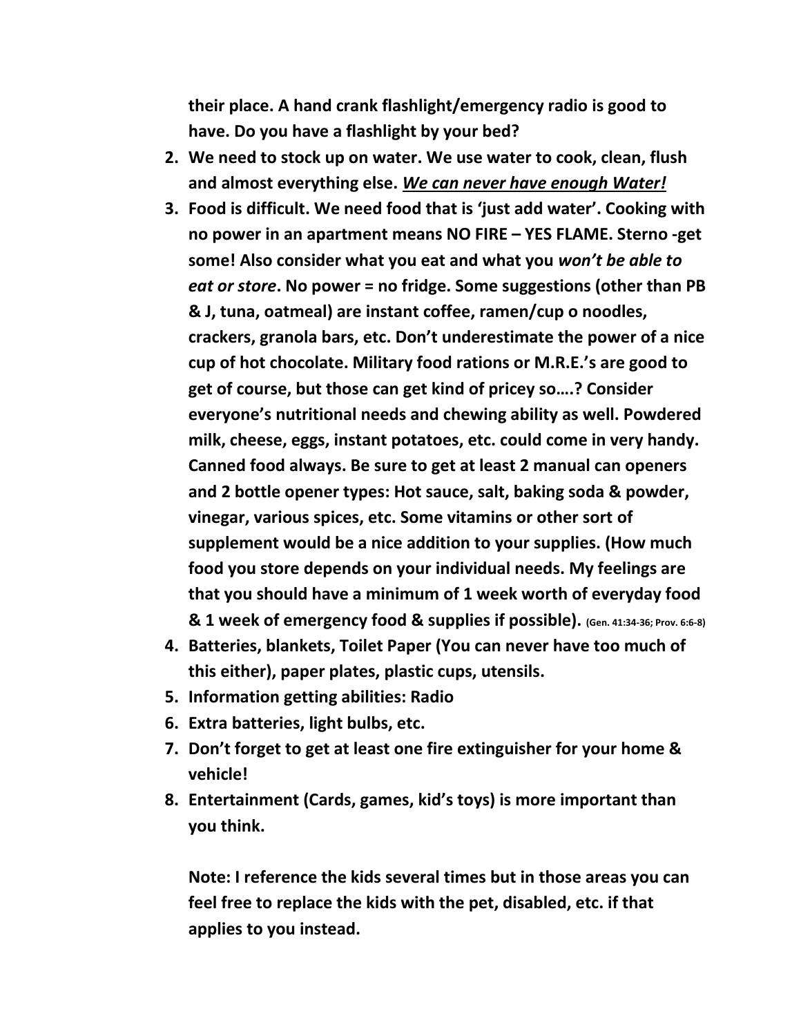**their place. A hand crank flashlight/emergency radio is good to have. Do you have a flashlight by your bed?**

2. **We need to stock up on water. We use water to cook, clean, flush and almost everything else. *__We can never have enough Water!__***
3. **Food is difficult. We need food that is 'just add water'. Cooking with no power in an apartment means NO FIRE – YES FLAME. Sterno -get some! Also consider what you eat and what you *won't be able to eat or store*. No power = no fridge. Some suggestions (other than PB & J, tuna, oatmeal) are instant coffee, ramen/cup o noodles, crackers, granola bars, etc. Don't underestimate the power of a nice cup of hot chocolate. Military food rations or M.R.E.'s are good to get of course, but those can get kind of pricey so….? Consider everyone's nutritional needs and chewing ability as well. Powdered milk, cheese, eggs, instant potatoes, etc. could come in very handy. Canned food always. Be sure to get at least 2 manual can openers and 2 bottle opener types: Hot sauce, salt, baking soda & powder, vinegar, various spices, etc. Some vitamins or other sort of supplement would be a nice addition to your supplies. (How much food you store depends on your individual needs. My feelings are that you should have a minimum of 1 week worth of everyday food & 1 week of emergency food & supplies if possible).** **(Gen. 41:34-36; Prov. 6:6-8)**
4. **Batteries, blankets, Toilet Paper (You can never have too much of this either), paper plates, plastic cups, utensils.**
5. **Information getting abilities: Radio**
6. **Extra batteries, light bulbs, etc.**
7. **Don't forget to get at least one fire extinguisher for your home & vehicle!**
8. **Entertainment (Cards, games, kid's toys) is more important than you think.**

**Note: I reference the kids several times but in those areas you can feel free to replace the kids with the pet, disabled, etc. if that applies to you instead.**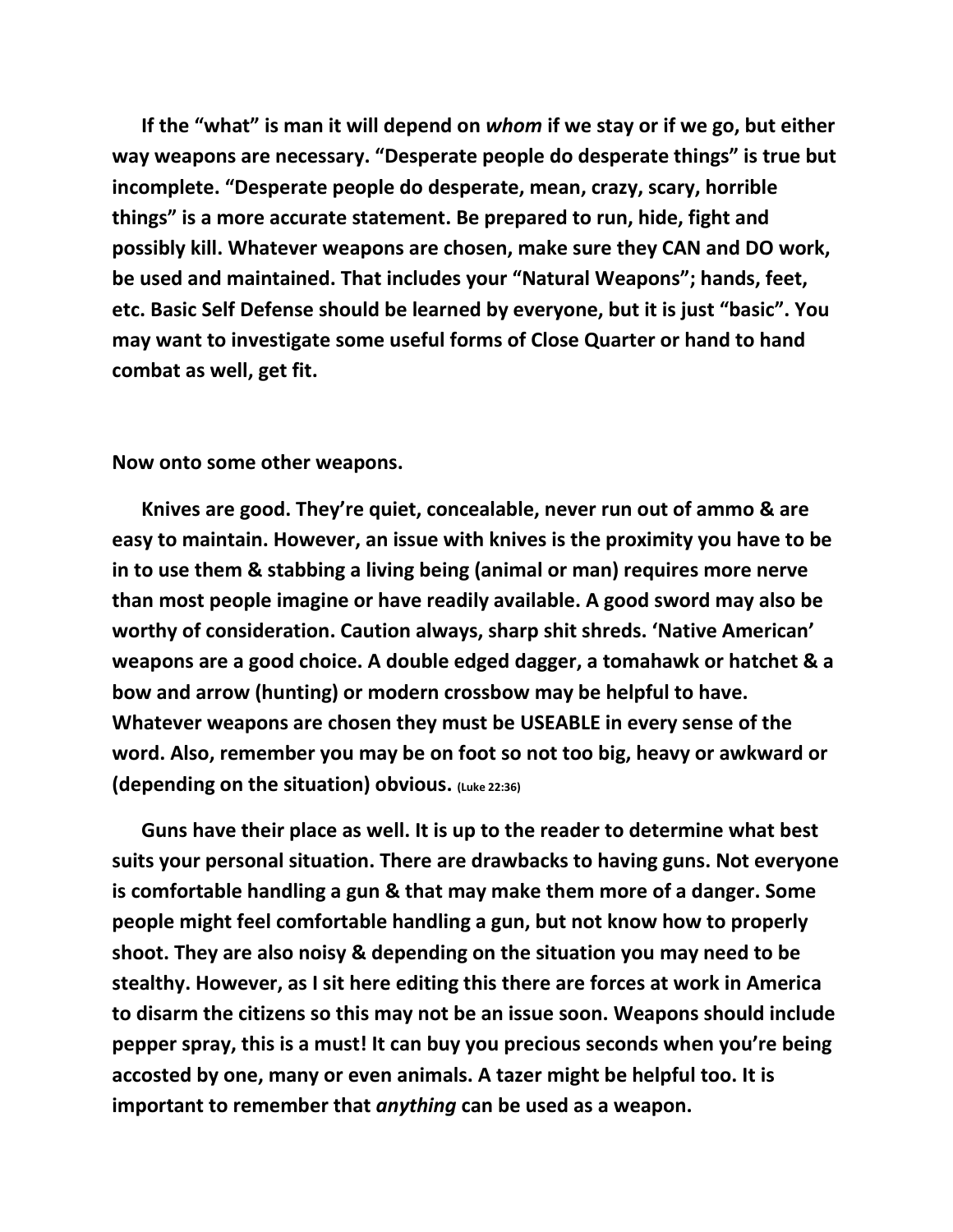**If the "what" is man it will depend on *whom* if we stay or if we go, but either way weapons are necessary. "Desperate people do desperate things" is true but incomplete. "Desperate people do desperate, mean, crazy, scary, horrible things" is a more accurate statement. Be prepared to run, hide, fight and possibly kill. Whatever weapons are chosen, make sure they CAN and DO work, be used and maintained. That includes your "Natural Weapons"; hands, feet, etc. Basic Self Defense should be learned by everyone, but it is just "basic". You may want to investigate some useful forms of Close Quarter or hand to hand combat as well, get fit.**

**Now onto some other weapons.**

**Knives are good. They're quiet, concealable, never run out of ammo & are easy to maintain. However, an issue with knives is the proximity you have to be in to use them & stabbing a living being (animal or man) requires more nerve than most people imagine or have readily available. A good sword may also be worthy of consideration. Caution always, sharp shit shreds. 'Native American' weapons are a good choice. A double edged dagger, a tomahawk or hatchet & a bow and arrow (hunting) or modern crossbow may be helpful to have. Whatever weapons are chosen they must be USEABLE in every sense of the word. Also, remember you may be on foot so not too big, heavy or awkward or (depending on the situation) obvious. (Luke 22:36)**

**Guns have their place as well. It is up to the reader to determine what best suits your personal situation. There are drawbacks to having guns. Not everyone is comfortable handling a gun & that may make them more of a danger. Some people might feel comfortable handling a gun, but not know how to properly shoot. They are also noisy & depending on the situation you may need to be stealthy. However, as I sit here editing this there are forces at work in America to disarm the citizens so this may not be an issue soon. Weapons should include pepper spray, this is a must! It can buy you precious seconds when you're being accosted by one, many or even animals. A tazer might be helpful too. It is important to remember that *anything* can be used as a weapon.**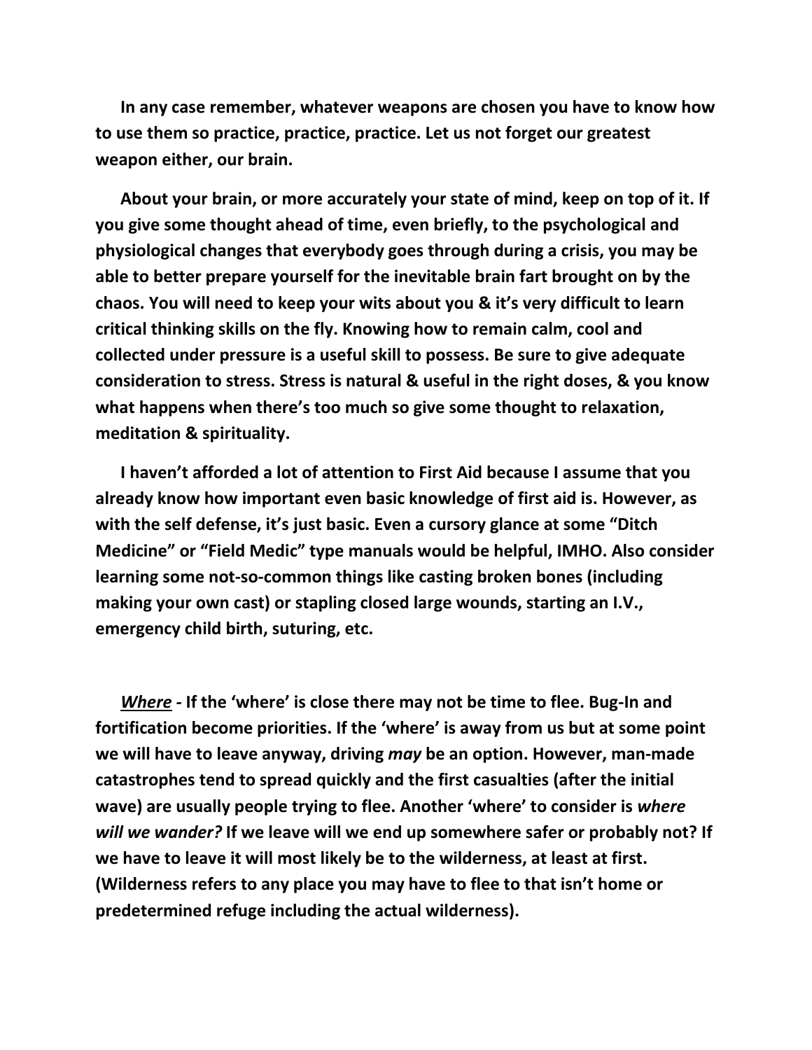**In any case remember, whatever weapons are chosen you have to know how to use them so practice, practice, practice. Let us not forget our greatest weapon either, our brain.**

**About your brain, or more accurately your state of mind, keep on top of it. If you give some thought ahead of time, even briefly, to the psychological and physiological changes that everybody goes through during a crisis, you may be able to better prepare yourself for the inevitable brain fart brought on by the chaos. You will need to keep your wits about you & it's very difficult to learn critical thinking skills on the fly. Knowing how to remain calm, cool and collected under pressure is a useful skill to possess. Be sure to give adequate consideration to stress. Stress is natural & useful in the right doses, & you know what happens when there's too much so give some thought to relaxation, meditation & spirituality.**

**I haven't afforded a lot of attention to First Aid because I assume that you already know how important even basic knowledge of first aid is. However, as with the self defense, it's just basic. Even a cursory glance at some "Ditch Medicine" or "Field Medic" type manuals would be helpful, IMHO. Also consider learning some not-so-common things like casting broken bones (including making your own cast) or stapling closed large wounds, starting an I.V., emergency child birth, suturing, etc.**

***<u>Where</u>*** **- If the 'where' is close there may not be time to flee. Bug-In and fortification become priorities. If the 'where' is away from us but at some point we will have to leave anyway, driving *may* be an option. However, man-made catastrophes tend to spread quickly and the first casualties (after the initial wave) are usually people trying to flee. Another 'where' to consider is *where will we wander?* If we leave will we end up somewhere safer or probably not? If we have to leave it will most likely be to the wilderness, at least at first. (Wilderness refers to any place you may have to flee to that isn't home or predetermined refuge including the actual wilderness).**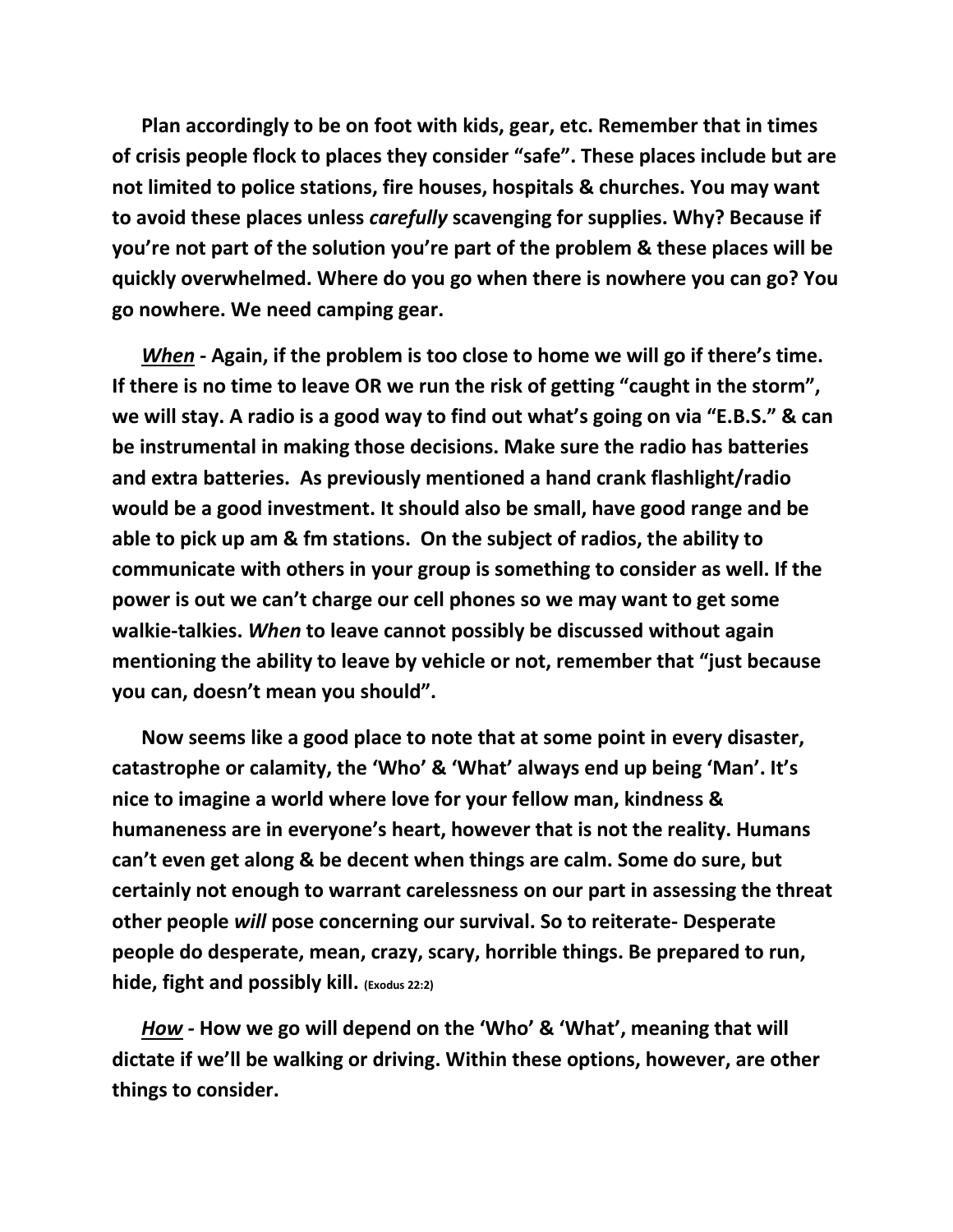**Plan accordingly to be on foot with kids, gear, etc. Remember that in times of crisis people flock to places they consider "safe". These places include but are not limited to police stations, fire houses, hospitals & churches. You may want to avoid these places unless *carefully* scavenging for supplies. Why? Because if you're not part of the solution you're part of the problem & these places will be quickly overwhelmed. Where do you go when there is nowhere you can go? You go nowhere. We need camping gear.**

***When*** **- Again, if the problem is too close to home we will go if there's time. If there is no time to leave OR we run the risk of getting "caught in the storm", we will stay. A radio is a good way to find out what's going on via "E.B.S." & can be instrumental in making those decisions. Make sure the radio has batteries and extra batteries. As previously mentioned a hand crank flashlight/radio would be a good investment. It should also be small, have good range and be able to pick up am & fm stations. On the subject of radios, the ability to communicate with others in your group is something to consider as well. If the power is out we can't charge our cell phones so we may want to get some walkie-talkies. *When* to leave cannot possibly be discussed without again mentioning the ability to leave by vehicle or not, remember that "just because you can, doesn't mean you should".**

**Now seems like a good place to note that at some point in every disaster, catastrophe or calamity, the 'Who' & 'What' always end up being 'Man'. It's nice to imagine a world where love for your fellow man, kindness & humaneness are in everyone's heart, however that is not the reality. Humans can't even get along & be decent when things are calm. Some do sure, but certainly not enough to warrant carelessness on our part in assessing the threat other people *will* pose concerning our survival. So to reiterate- Desperate people do desperate, mean, crazy, scary, horrible things. Be prepared to run, hide, fight and possibly kill. (Exodus 22:2)**

***How*** **- How we go will depend on the 'Who' & 'What', meaning that will dictate if we'll be walking or driving. Within these options, however, are other things to consider.**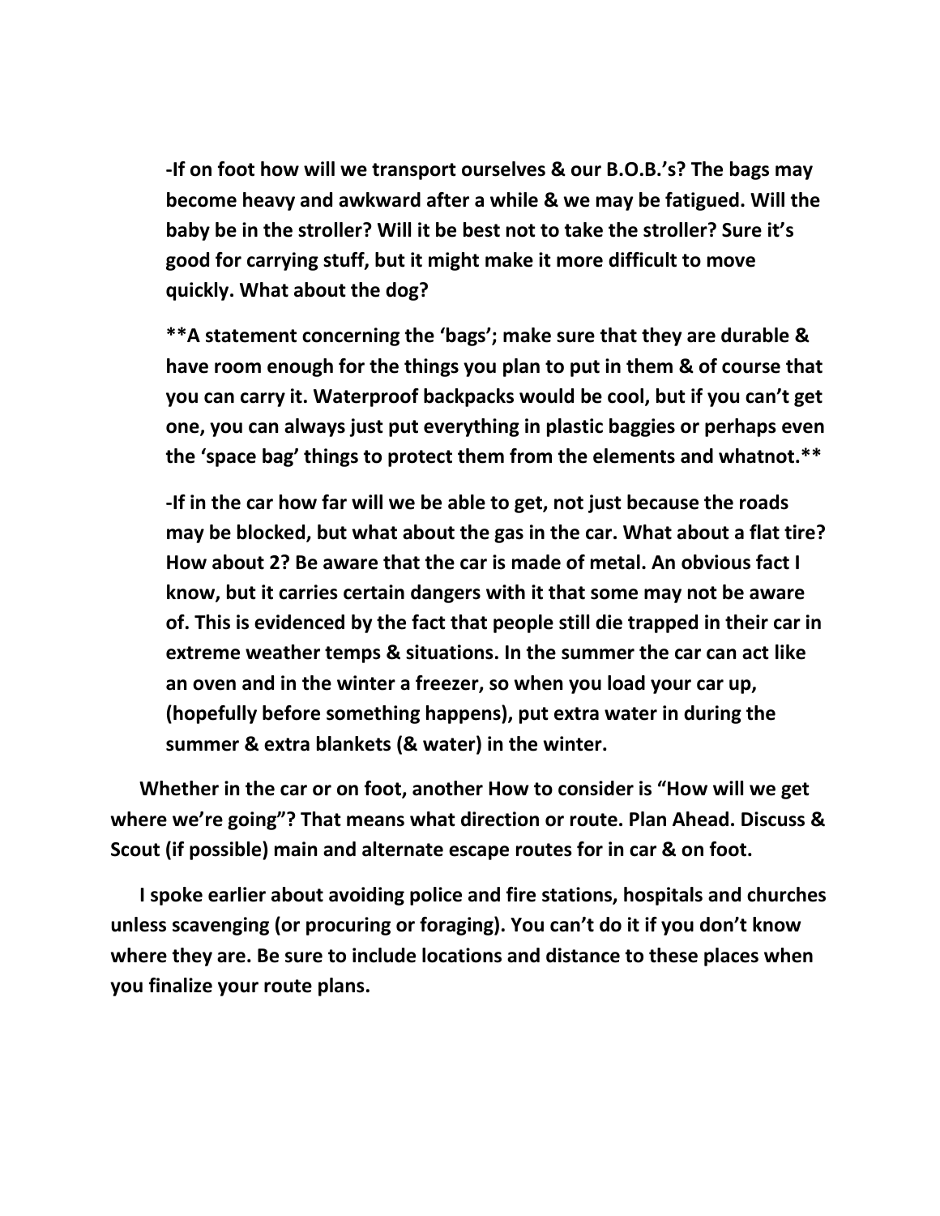**-If on foot how will we transport ourselves & our B.O.B.'s? The bags may become heavy and awkward after a while & we may be fatigued. Will the baby be in the stroller? Will it be best not to take the stroller? Sure it's good for carrying stuff, but it might make it more difficult to move quickly. What about the dog?**

****A statement concerning the 'bags'; make sure that they are durable & have room enough for the things you plan to put in them & of course that you can carry it. Waterproof backpacks would be cool, but if you can't get one, you can always just put everything in plastic baggies or perhaps even the 'space bag' things to protect them from the elements and whatnot.****

**-If in the car how far will we be able to get, not just because the roads may be blocked, but what about the gas in the car. What about a flat tire? How about 2? Be aware that the car is made of metal. An obvious fact I know, but it carries certain dangers with it that some may not be aware of. This is evidenced by the fact that people still die trapped in their car in extreme weather temps & situations. In the summer the car can act like an oven and in the winter a freezer, so when you load your car up, (hopefully before something happens), put extra water in during the summer & extra blankets (& water) in the winter.**

**Whether in the car or on foot, another How to consider is "How will we get where we're going"? That means what direction or route. Plan Ahead. Discuss & Scout (if possible) main and alternate escape routes for in car & on foot.**

**I spoke earlier about avoiding police and fire stations, hospitals and churches unless scavenging (or procuring or foraging). You can't do it if you don't know where they are. Be sure to include locations and distance to these places when you finalize your route plans.**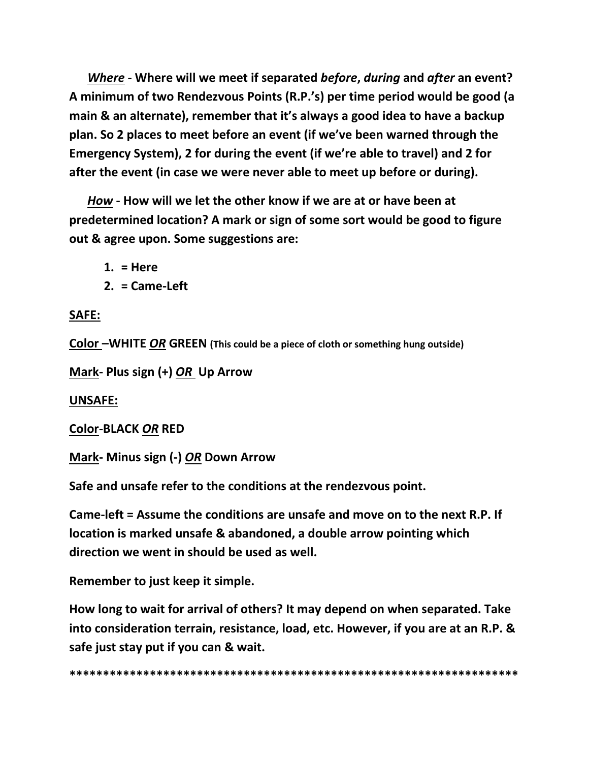***Where*** **- Where will we meet if separated *before*, *during* and *after* an event? A minimum of two Rendezvous Points (R.P.'s) per time period would be good (a main & an alternate), remember that it's always a good idea to have a backup plan. So 2 places to meet before an event (if we've been warned through the Emergency System), 2 for during the event (if we're able to travel) and 2 for after the event (in case we were never able to meet up before or during).**

***How*** **- How will we let the other know if we are at or have been at predetermined location? A mark or sign of some sort would be good to figure out & agree upon. Some suggestions are:**

1. **= Here**
2. **= Came-Left**

**SAFE:**

**Color –WHITE *OR* GREEN** **(This could be a piece of cloth or something hung outside)**

**Mark- Plus sign (+) *OR* Up Arrow**

**UNSAFE:**

**Color-BLACK *OR* RED**

**Mark- Minus sign (-) *OR* Down Arrow**

**Safe and unsafe refer to the conditions at the rendezvous point.**

**Came-left = Assume the conditions are unsafe and move on to the next R.P. If location is marked unsafe & abandoned, a double arrow pointing which direction we went in should be used as well.**

**Remember to just keep it simple.**

**How long to wait for arrival of others? It may depend on when separated. Take into consideration terrain, resistance, load, etc. However, if you are at an R.P. & safe just stay put if you can & wait.**

**********************************************************************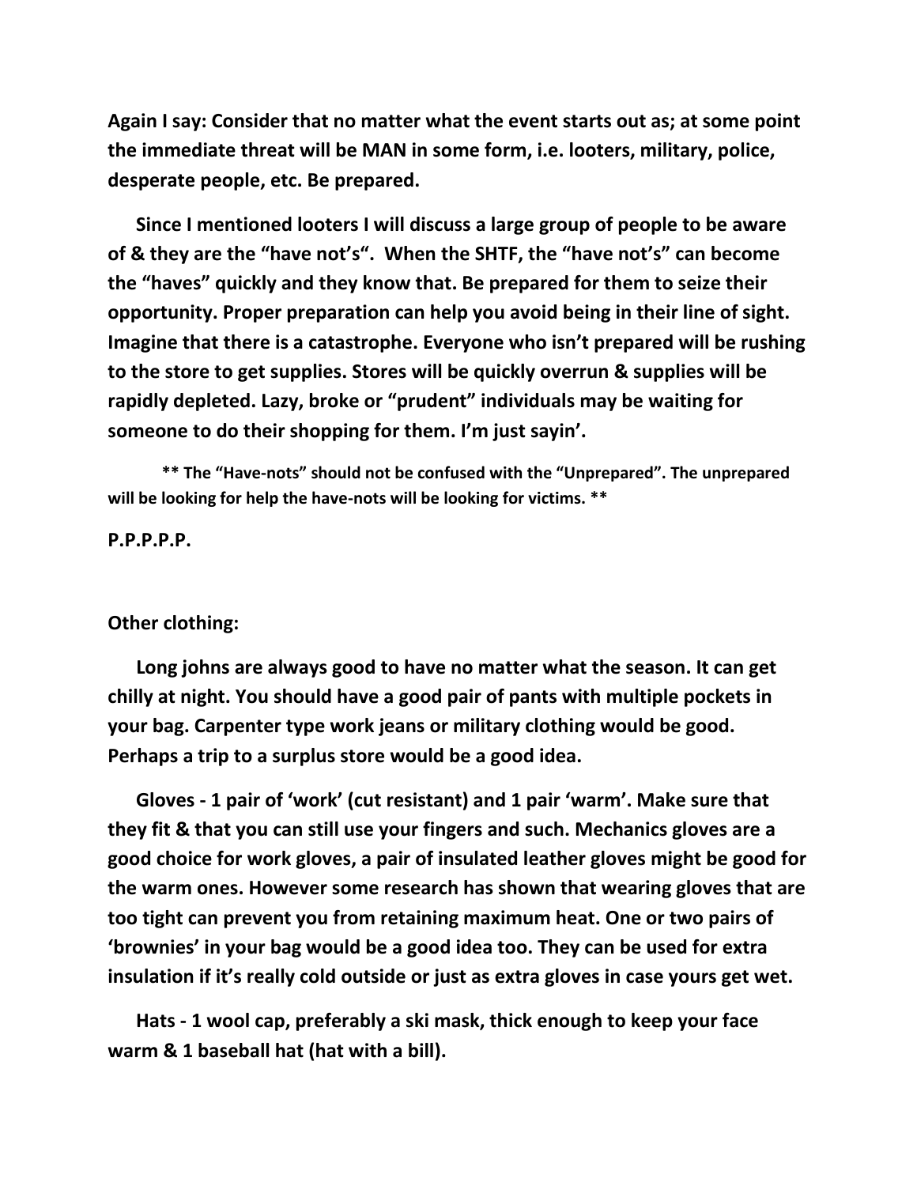**Again I say: Consider that no matter what the event starts out as; at some point the immediate threat will be MAN in some form, i.e. looters, military, police, desperate people, etc. Be prepared.**

**Since I mentioned looters I will discuss a large group of people to be aware of & they are the "have not's". When the SHTF, the "have not's" can become the "haves" quickly and they know that. Be prepared for them to seize their opportunity. Proper preparation can help you avoid being in their line of sight. Imagine that there is a catastrophe. Everyone who isn't prepared will be rushing to the store to get supplies. Stores will be quickly overrun & supplies will be rapidly depleted. Lazy, broke or "prudent" individuals may be waiting for someone to do their shopping for them. I'm just sayin'.**

**** The "Have-nots" should not be confused with the "Unprepared". The unprepared will be looking for help the have-nots will be looking for victims. ****

**P.P.P.P.P.**

**Other clothing:**

**Long johns are always good to have no matter what the season. It can get chilly at night. You should have a good pair of pants with multiple pockets in your bag. Carpenter type work jeans or military clothing would be good. Perhaps a trip to a surplus store would be a good idea.**

**Gloves - 1 pair of 'work' (cut resistant) and 1 pair 'warm'. Make sure that they fit & that you can still use your fingers and such. Mechanics gloves are a good choice for work gloves, a pair of insulated leather gloves might be good for the warm ones. However some research has shown that wearing gloves that are too tight can prevent you from retaining maximum heat. One or two pairs of 'brownies' in your bag would be a good idea too. They can be used for extra insulation if it's really cold outside or just as extra gloves in case yours get wet.**

**Hats - 1 wool cap, preferably a ski mask, thick enough to keep your face warm & 1 baseball hat (hat with a bill).**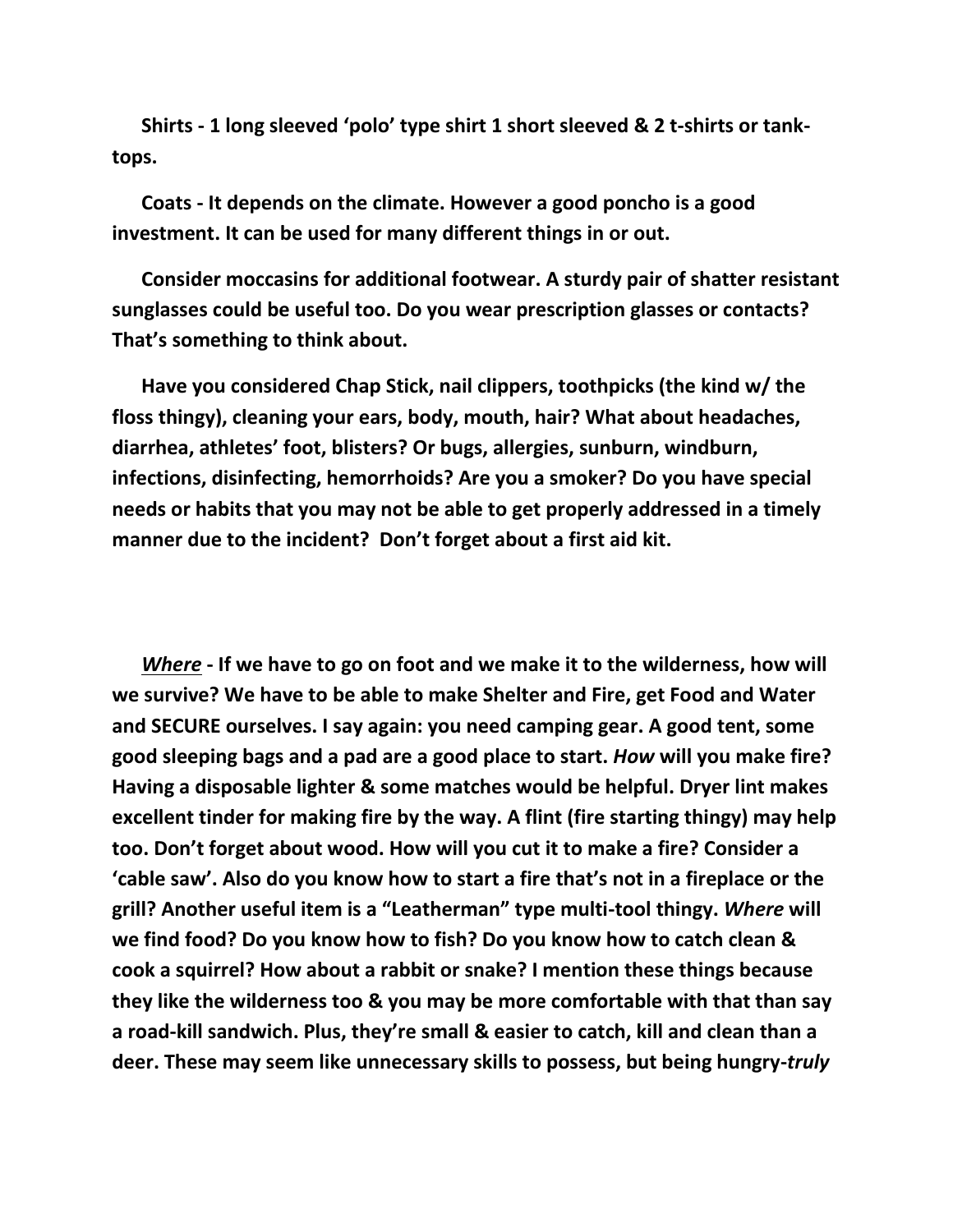**Shirts - 1 long sleeved 'polo' type shirt 1 short sleeved & 2 t-shirts or tank-tops.**

**Coats - It depends on the climate. However a good poncho is a good investment. It can be used for many different things in or out.**

**Consider moccasins for additional footwear. A sturdy pair of shatter resistant sunglasses could be useful too. Do you wear prescription glasses or contacts? That's something to think about.**

**Have you considered Chap Stick, nail clippers, toothpicks (the kind w/ the floss thingy), cleaning your ears, body, mouth, hair? What about headaches, diarrhea, athletes' foot, blisters? Or bugs, allergies, sunburn, windburn, infections, disinfecting, hemorrhoids? Are you a smoker? Do you have special needs or habits that you may not be able to get properly addressed in a timely manner due to the incident? Don't forget about a first aid kit.**

***<u>Where</u>* - If we have to go on foot and we make it to the wilderness, how will we survive? We have to be able to make Shelter and Fire, get Food and Water and SECURE ourselves. I say again: you need camping gear. A good tent, some good sleeping bags and a pad are a good place to start. *How* will you make fire? Having a disposable lighter & some matches would be helpful. Dryer lint makes excellent tinder for making fire by the way. A flint (fire starting thingy) may help too. Don't forget about wood. How will you cut it to make a fire? Consider a 'cable saw'. Also do you know how to start a fire that's not in a fireplace or the grill? Another useful item is a "Leatherman" type multi-tool thingy. *Where* will we find food? Do you know how to fish? Do you know how to catch clean & cook a squirrel? How about a rabbit or snake? I mention these things because they like the wilderness too & you may be more comfortable with that than say a road-kill sandwich. Plus, they're small & easier to catch, kill and clean than a deer. These may seem like unnecessary skills to possess, but being hungry-*truly***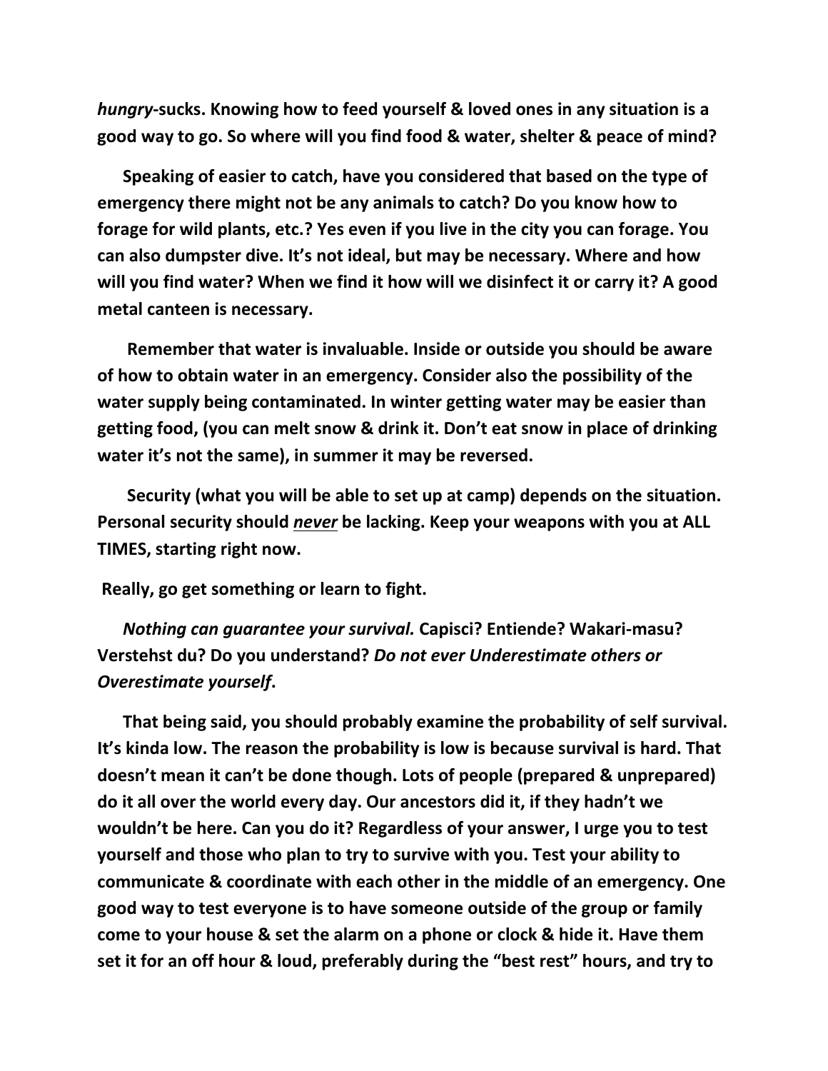***hungry*-sucks. Knowing how to feed yourself & loved ones in any situation is a good way to go. So where will you find food & water, shelter & peace of mind?**

**Speaking of easier to catch, have you considered that based on the type of emergency there might not be any animals to catch? Do you know how to forage for wild plants, etc.? Yes even if you live in the city you can forage. You can also dumpster dive. It's not ideal, but may be necessary. Where and how will you find water? When we find it how will we disinfect it or carry it? A good metal canteen is necessary.**

**Remember that water is invaluable. Inside or outside you should be aware of how to obtain water in an emergency. Consider also the possibility of the water supply being contaminated. In winter getting water may be easier than getting food, (you can melt snow & drink it. Don't eat snow in place of drinking water it's not the same), in summer it may be reversed.**

**Security (what you will be able to set up at camp) depends on the situation. Personal security should <u>*never*</u> be lacking. Keep your weapons with you at ALL TIMES, starting right now.**

**Really, go get something or learn to fight.**

***Nothing can guarantee your survival.* Capisci? Entiende? Wakari-masu? Verstehst du? Do you understand? *Do not ever Underestimate others or Overestimate yourself*.**

**That being said, you should probably examine the probability of self survival. It's kinda low. The reason the probability is low is because survival is hard. That doesn't mean it can't be done though. Lots of people (prepared & unprepared) do it all over the world every day. Our ancestors did it, if they hadn't we wouldn't be here. Can you do it? Regardless of your answer, I urge you to test yourself and those who plan to try to survive with you. Test your ability to communicate & coordinate with each other in the middle of an emergency. One good way to test everyone is to have someone outside of the group or family come to your house & set the alarm on a phone or clock & hide it. Have them set it for an off hour & loud, preferably during the "best rest" hours, and try to**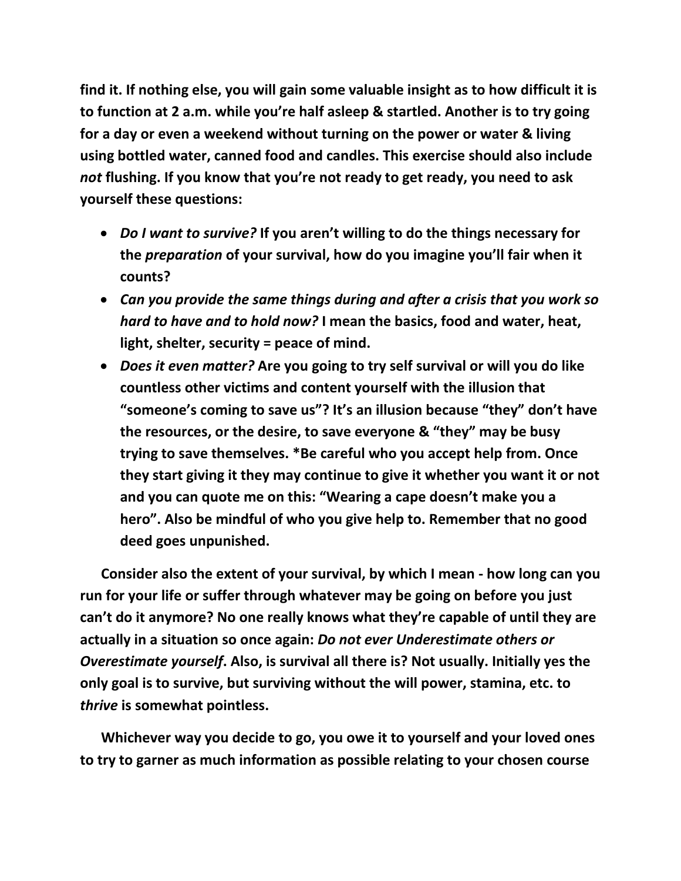**find it. If nothing else, you will gain some valuable insight as to how difficult it is to function at 2 a.m. while you're half asleep & startled. Another is to try going for a day or even a weekend without turning on the power or water & living using bottled water, canned food and candles. This exercise should also include *not* flushing. If you know that you're not ready to get ready, you need to ask yourself these questions:**

- ***Do I want to survive?* If you aren't willing to do the things necessary for the *preparation* of your survival, how do you imagine you'll fair when it counts?**
- ***Can you provide the same things during and after a crisis that you work so hard to have and to hold now?* I mean the basics, food and water, heat, light, shelter, security = peace of mind.**
- ***Does it even matter?* Are you going to try self survival or will you do like countless other victims and content yourself with the illusion that "someone's coming to save us"? It's an illusion because "they" don't have the resources, or the desire, to save everyone & "they" may be busy trying to save themselves. *Be careful who you accept help from. Once they start giving it they may continue to give it whether you want it or not and you can quote me on this: "Wearing a cape doesn't make you a hero". Also be mindful of who you give help to. Remember that no good deed goes unpunished.**

**Consider also the extent of your survival, by which I mean - how long can you run for your life or suffer through whatever may be going on before you just can't do it anymore? No one really knows what they're capable of until they are actually in a situation so once again: *Do not ever Underestimate others or Overestimate yourself*. Also, is survival all there is? Not usually. Initially yes the only goal is to survive, but surviving without the will power, stamina, etc. to *thrive* is somewhat pointless.**

**Whichever way you decide to go, you owe it to yourself and your loved ones to try to garner as much information as possible relating to your chosen course**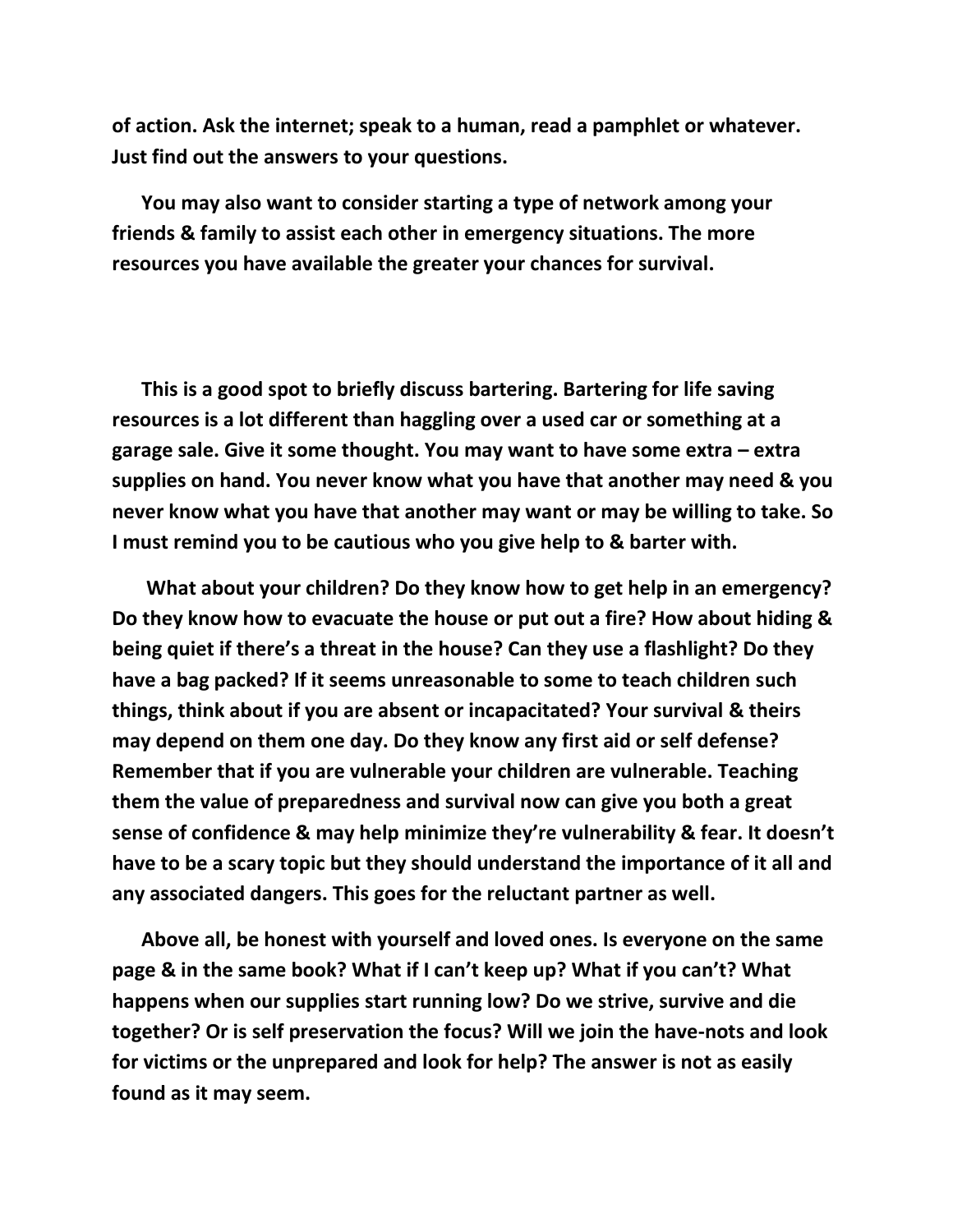**of action. Ask the internet; speak to a human, read a pamphlet or whatever. Just find out the answers to your questions.**

**You may also want to consider starting a type of network among your friends & family to assist each other in emergency situations. The more resources you have available the greater your chances for survival.**

**This is a good spot to briefly discuss bartering. Bartering for life saving resources is a lot different than haggling over a used car or something at a garage sale. Give it some thought. You may want to have some extra – extra supplies on hand. You never know what you have that another may need & you never know what you have that another may want or may be willing to take. So I must remind you to be cautious who you give help to & barter with.**

**What about your children? Do they know how to get help in an emergency? Do they know how to evacuate the house or put out a fire? How about hiding & being quiet if there's a threat in the house? Can they use a flashlight? Do they have a bag packed? If it seems unreasonable to some to teach children such things, think about if you are absent or incapacitated? Your survival & theirs may depend on them one day. Do they know any first aid or self defense? Remember that if you are vulnerable your children are vulnerable. Teaching them the value of preparedness and survival now can give you both a great sense of confidence & may help minimize they're vulnerability & fear. It doesn't have to be a scary topic but they should understand the importance of it all and any associated dangers. This goes for the reluctant partner as well.**

**Above all, be honest with yourself and loved ones. Is everyone on the same page & in the same book? What if I can't keep up? What if you can't? What happens when our supplies start running low? Do we strive, survive and die together? Or is self preservation the focus? Will we join the have-nots and look for victims or the unprepared and look for help? The answer is not as easily found as it may seem.**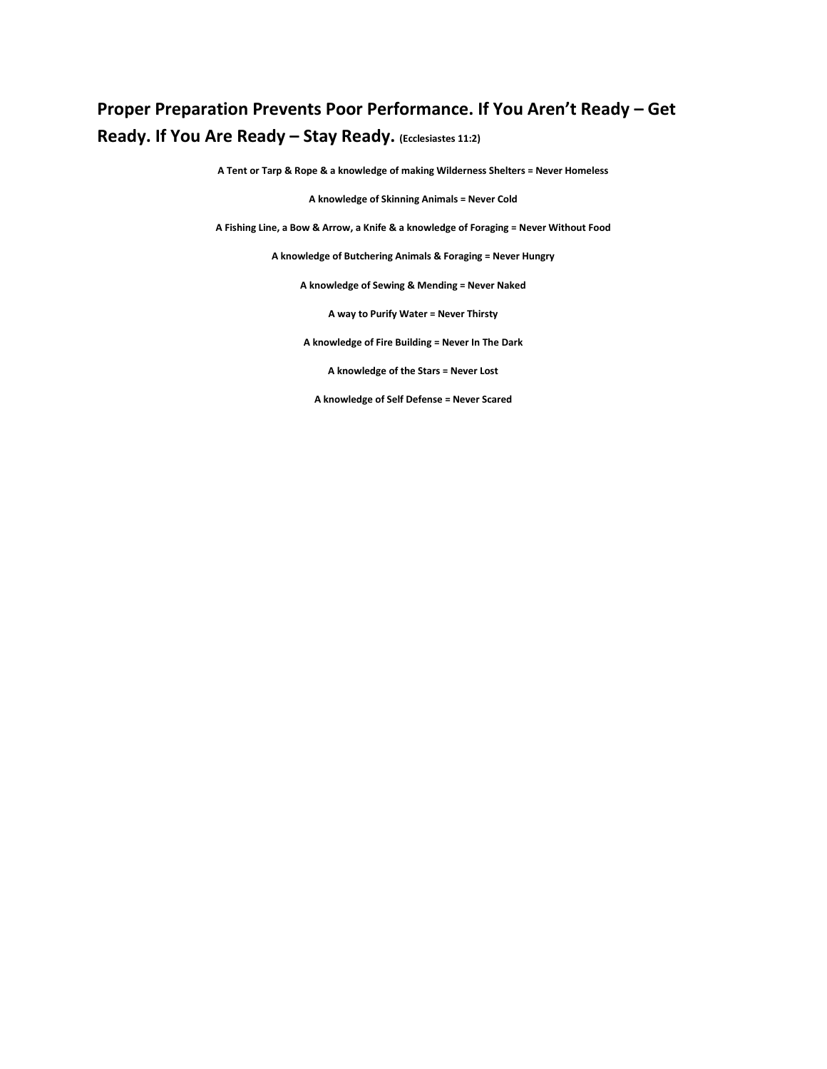## Proper Preparation Prevents Poor Performance. If You Aren't Ready – Get Ready. If You Are Ready – Stay Ready. (Ecclesiastes 11:2)

**A Tent or Tarp & Rope & a knowledge of making Wilderness Shelters = Never Homeless**

**A knowledge of Skinning Animals = Never Cold**

**A Fishing Line, a Bow & Arrow, a Knife & a knowledge of Foraging = Never Without Food**

**A knowledge of Butchering Animals & Foraging = Never Hungry**

**A knowledge of Sewing & Mending = Never Naked**

**A way to Purify Water = Never Thirsty**

**A knowledge of Fire Building = Never In The Dark**

**A knowledge of the Stars = Never Lost**

**A knowledge of Self Defense = Never Scared**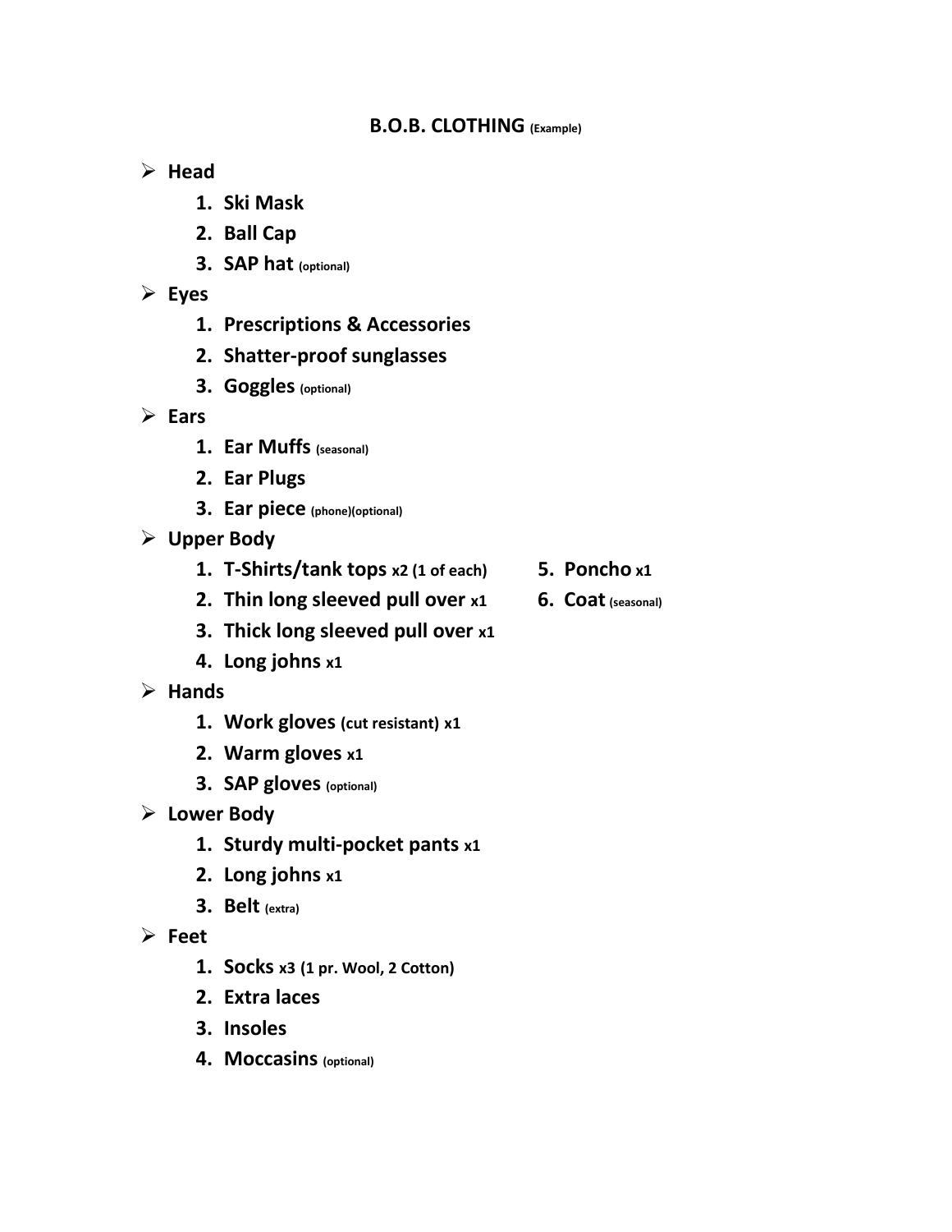# B.O.B. CLOTHING (Example)

- **Head**
  1. **Ski Mask**
  2. **Ball Cap**
  3. **SAP hat** (optional)
- **Eyes**
  1. **Prescriptions & Accessories**
  2. **Shatter-proof sunglasses**
  3. **Goggles** (optional)
- **Ears**
  1. **Ear Muffs** (seasonal)
  2. **Ear Plugs**
  3. **Ear piece** (phone)(optional)
- **Upper Body**
  1. **T-Shirts/tank tops** x2 (1 of each)
  2. **Thin long sleeved pull over** x1
  3. **Thick long sleeved pull over** x1
  4. **Long johns** x1
  5. **Poncho** x1
  6. **Coat** (seasonal)
- **Hands**
  1. **Work gloves** (cut resistant) x1
  2. **Warm gloves** x1
  3. **SAP gloves** (optional)
- **Lower Body**
  1. **Sturdy multi-pocket pants** x1
  2. **Long johns** x1
  3. **Belt** (extra)
- **Feet**
  1. **Socks** x3 (1 pr. Wool, 2 Cotton)
  2. **Extra laces**
  3. **Insoles**
  4. **Moccasins** (optional)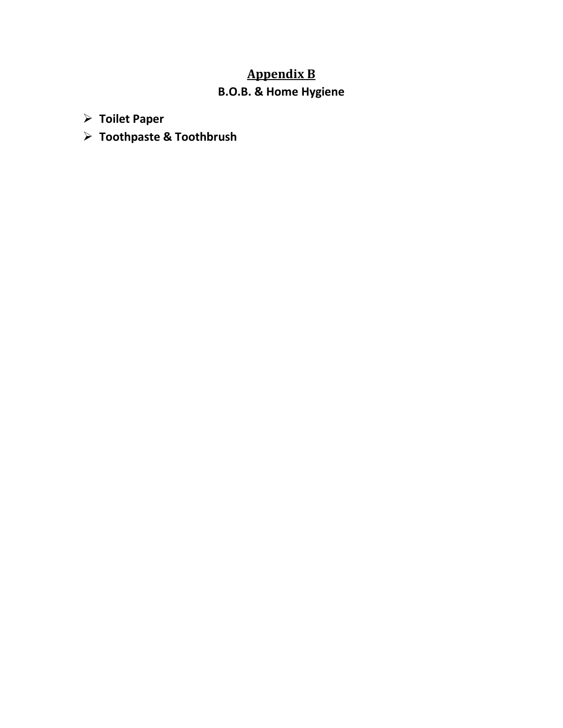# Appendix B

## B.O.B. & Home Hygiene

- **Toilet Paper**
- **Toothpaste & Toothbrush**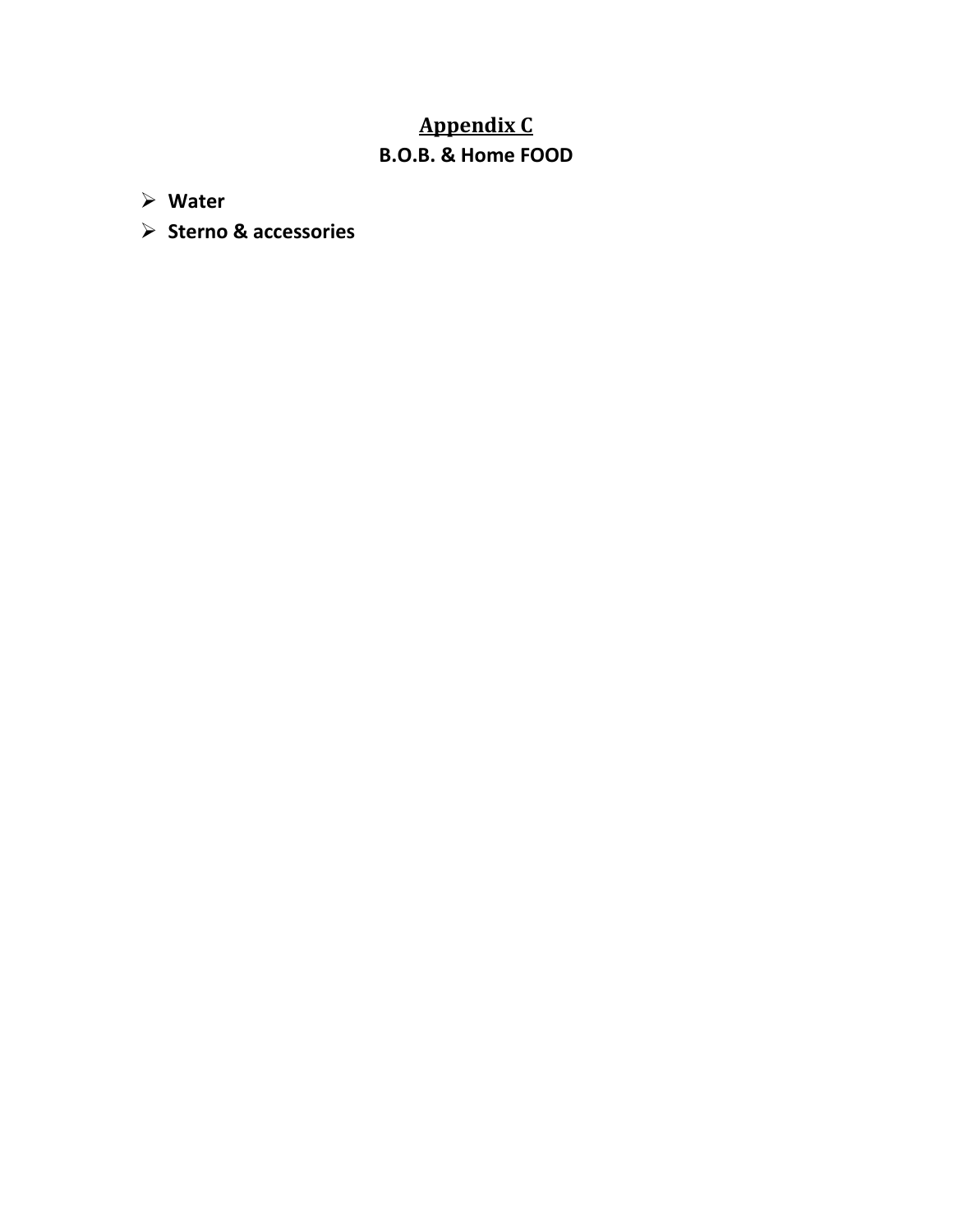# Appendix C

## B.O.B. & Home FOOD

- **Water**
- **Sterno & accessories**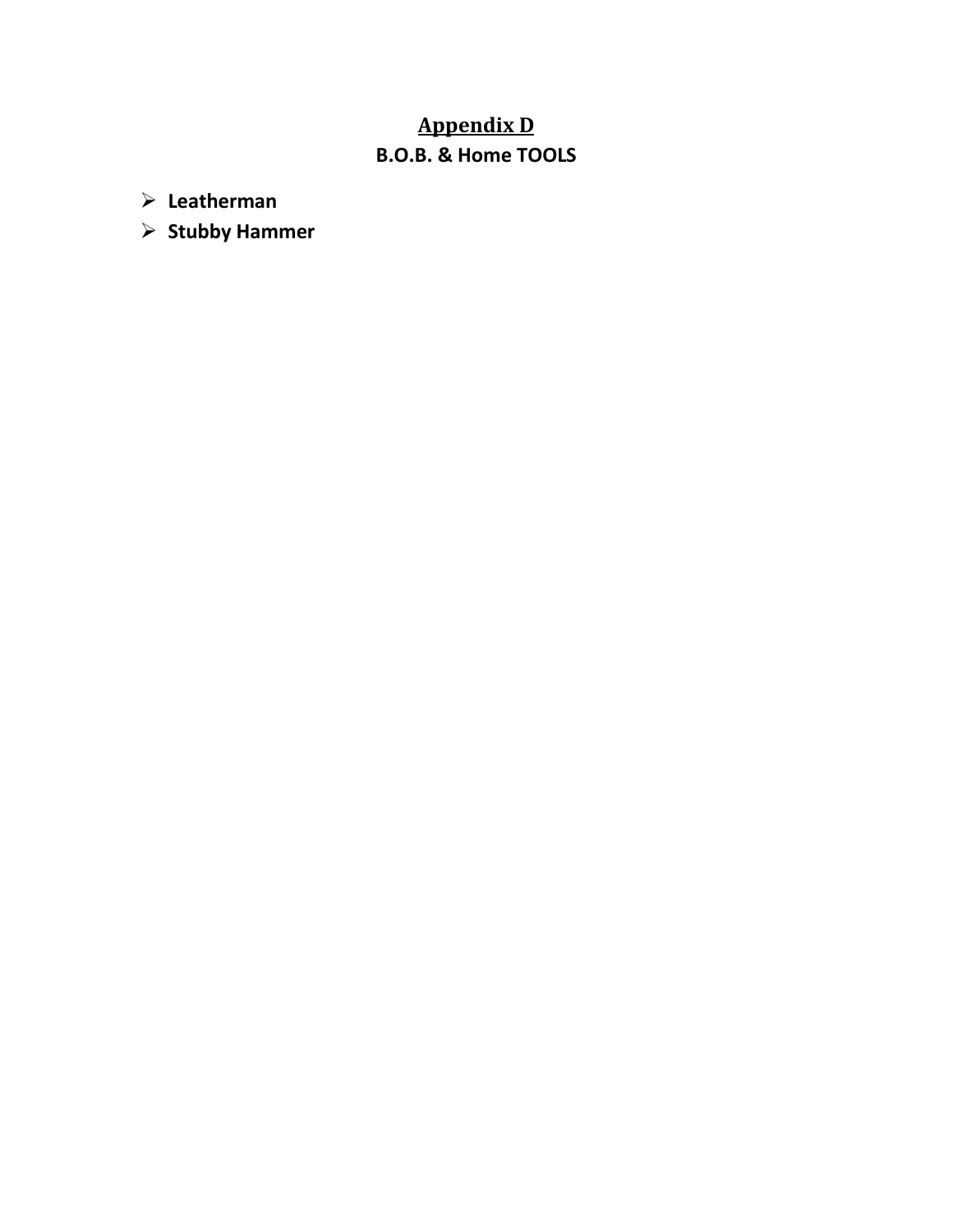## Appendix D

### B.O.B. & Home TOOLS

- **Leatherman**
- **Stubby Hammer**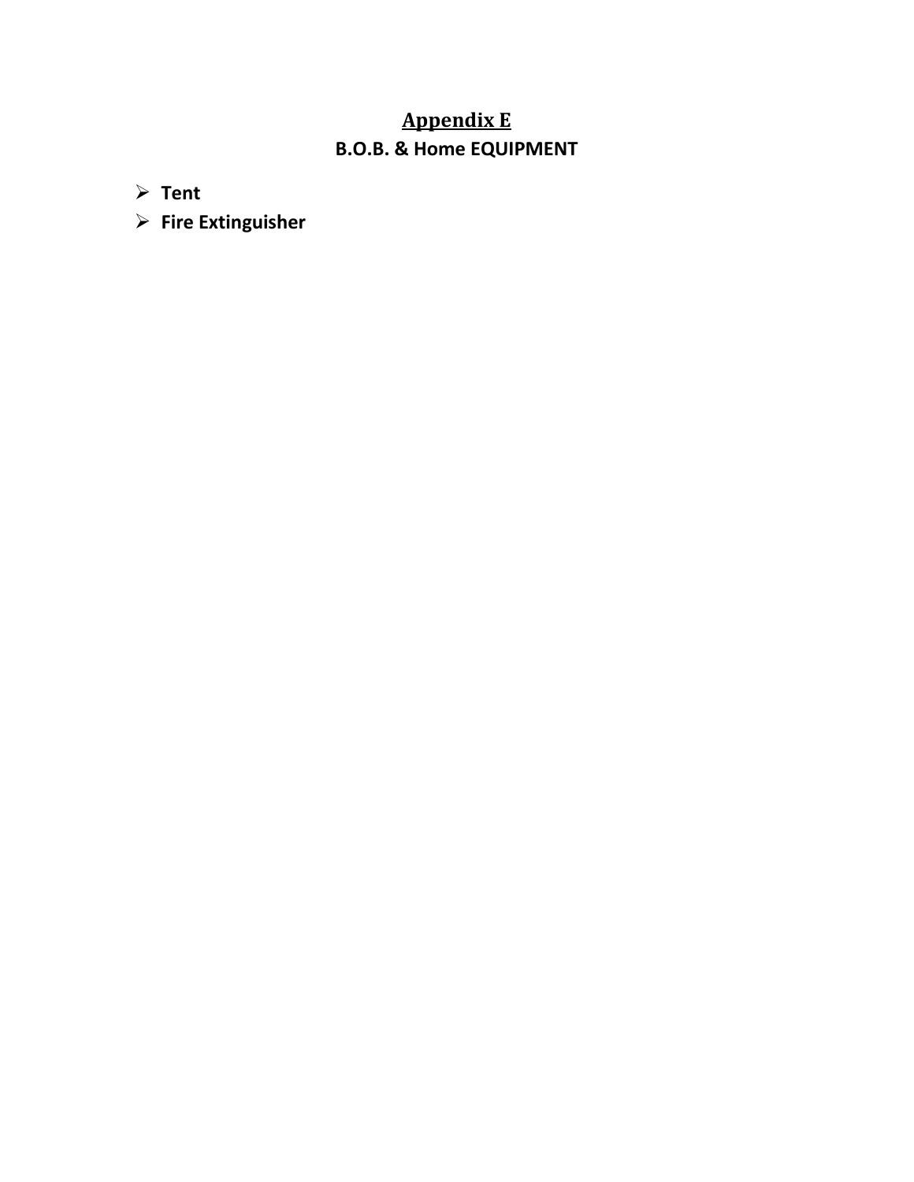# Appendix E

## B.O.B. & Home EQUIPMENT

- **Tent**
- **Fire Extinguisher**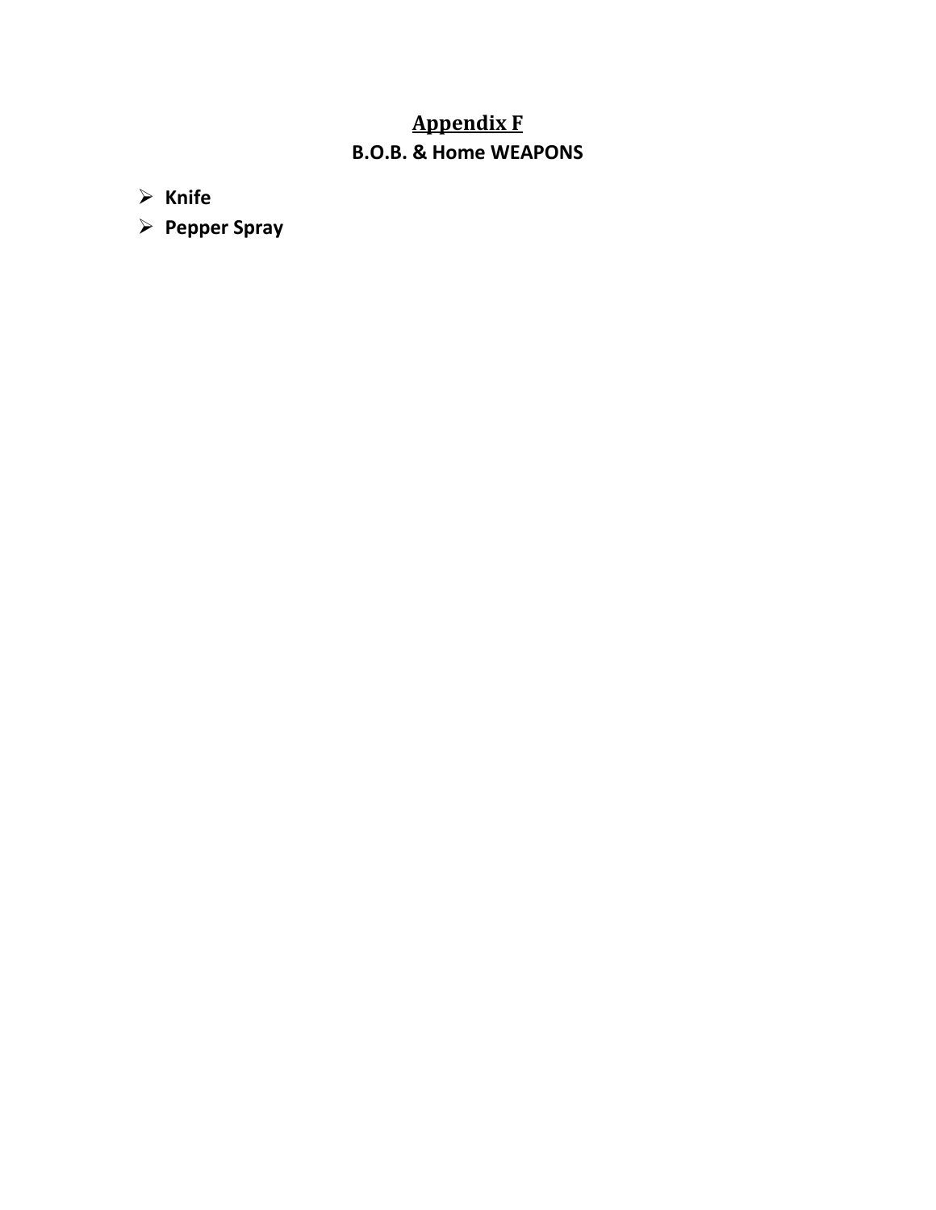## Appendix F

### B.O.B. & Home WEAPONS

- **Knife**
- **Pepper Spray**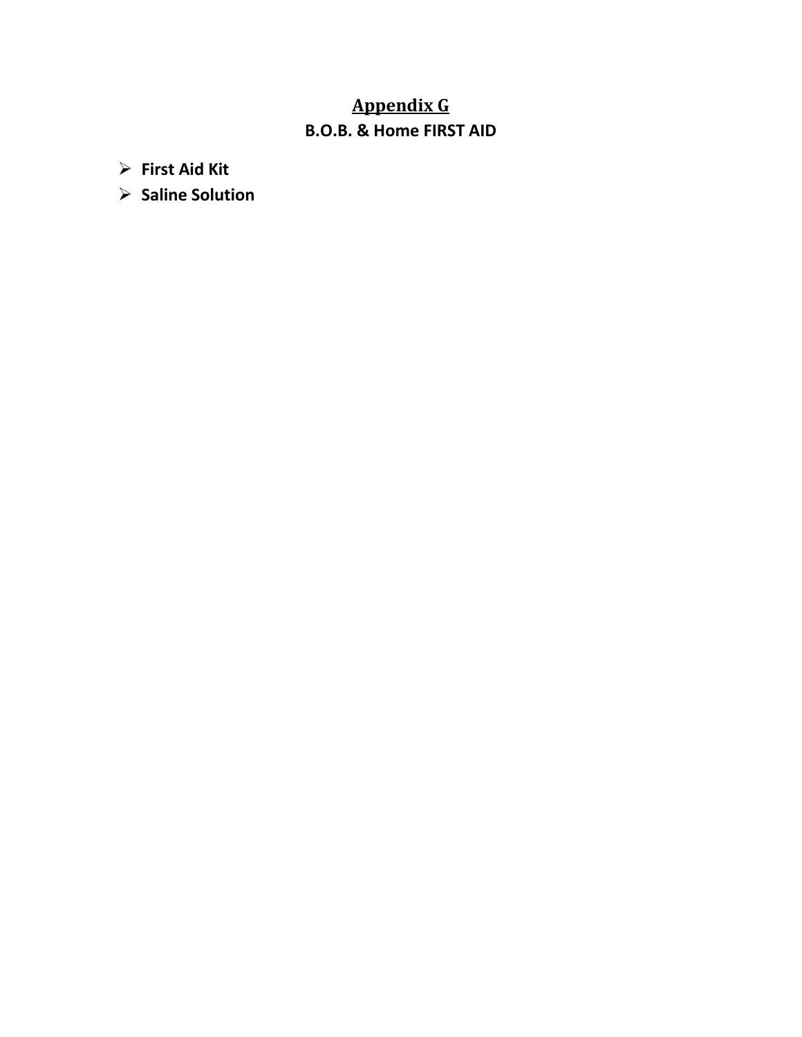# Appendix G

## B.O.B. & Home FIRST AID

- **First Aid Kit**
- **Saline Solution**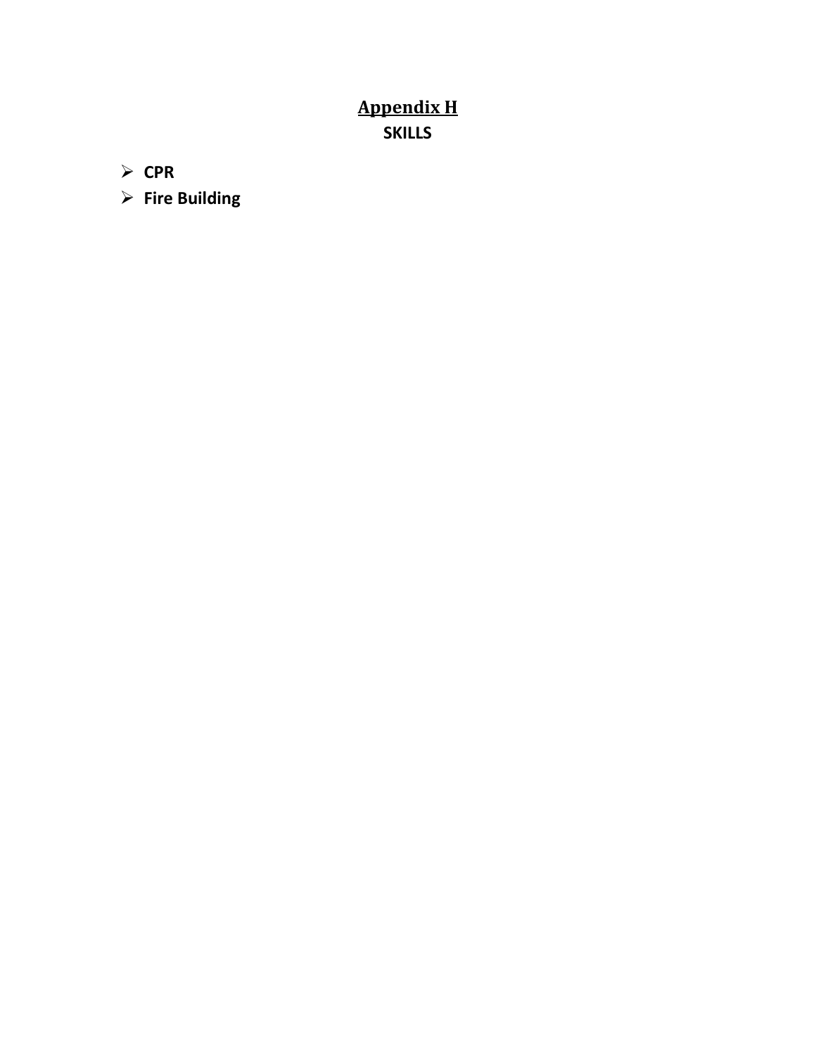# Appendix H

## SKILLS

- **CPR**
- **Fire Building**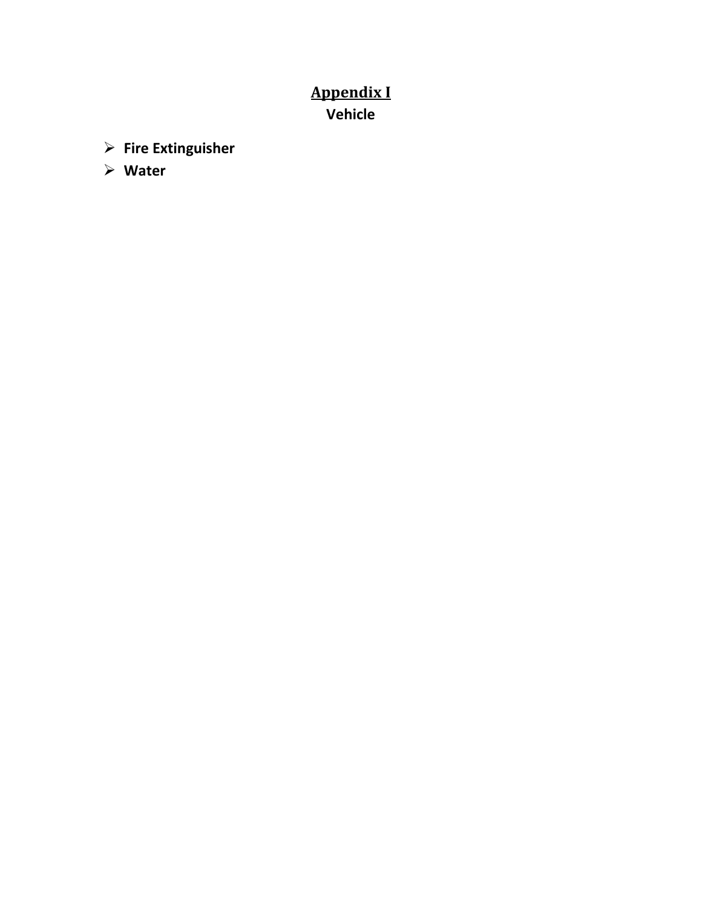# Appendix I

**Vehicle**

- **Fire Extinguisher**
- **Water**